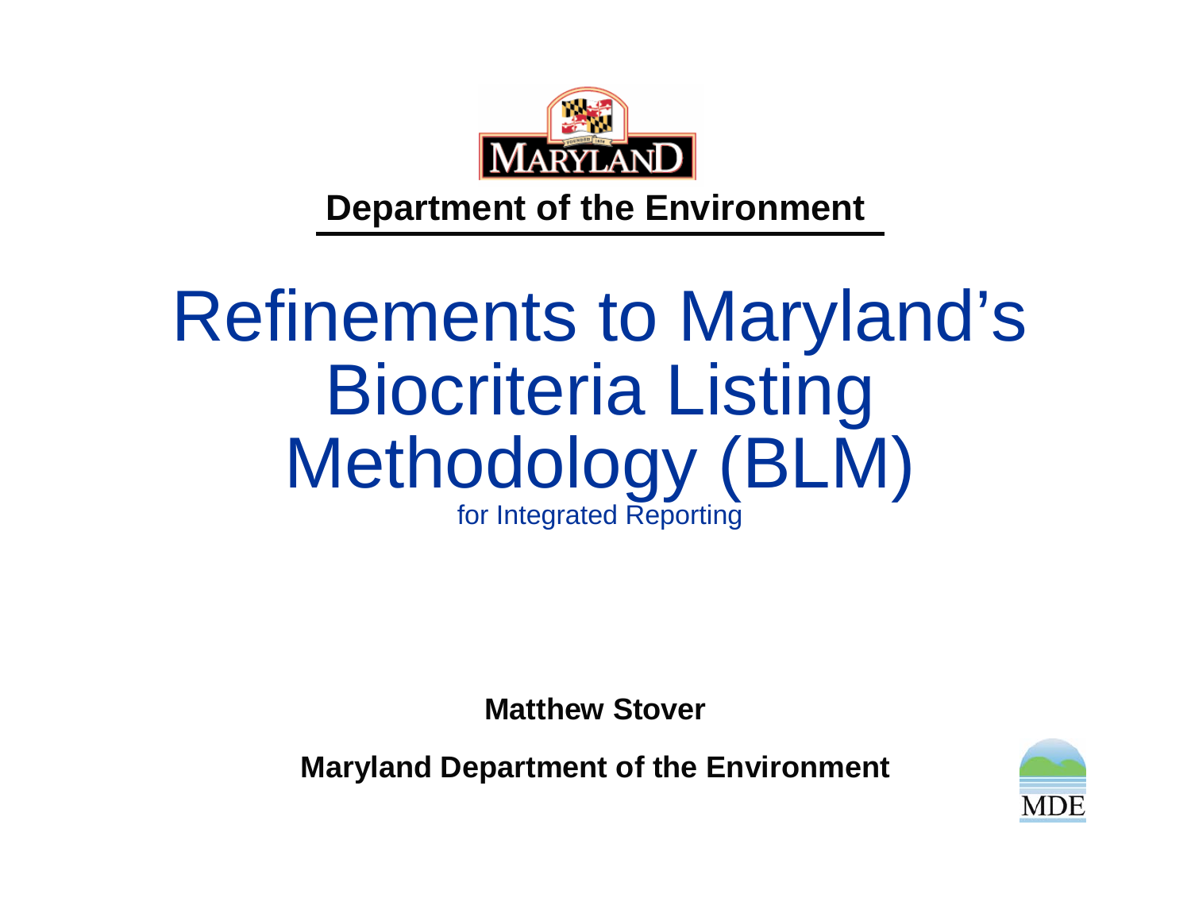Department of the Environment

# Refinements to Maryland's Biocriteria Listing Methodology (BLM)

for Integrated Reporting

**Matthew Stover**

**Maryland Department of the Environment**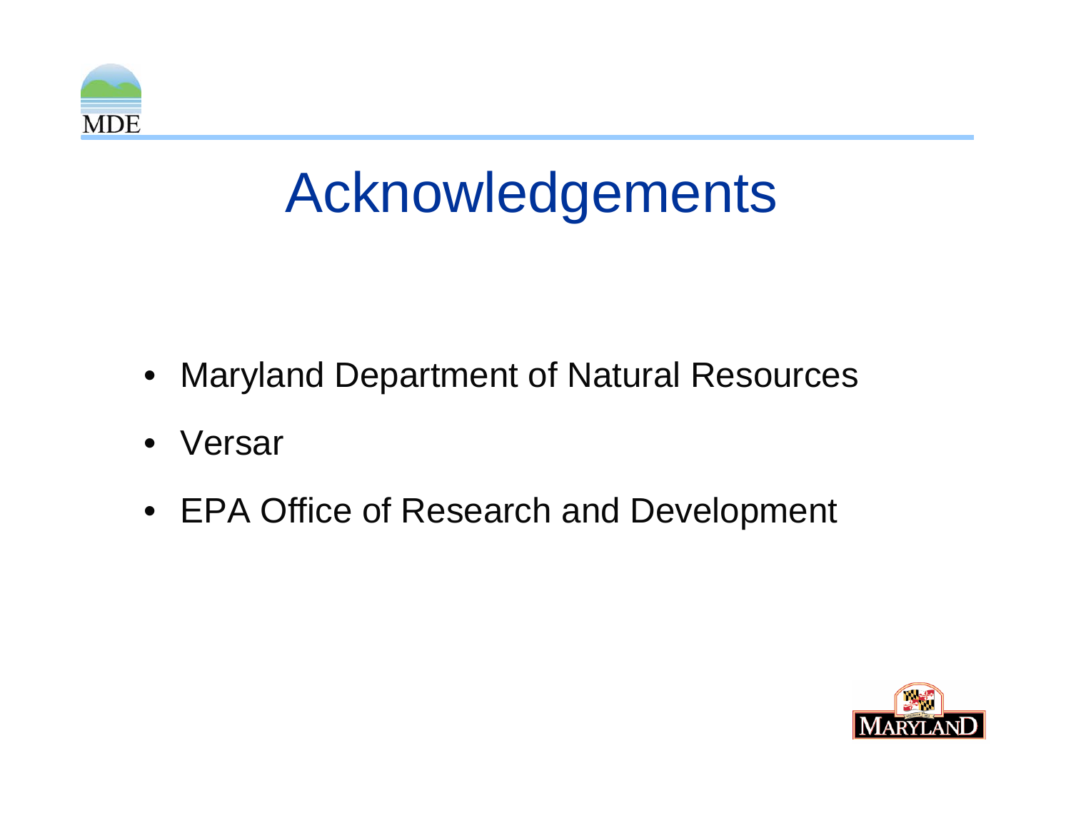# Acknowledgements

- Maryland Department of Natural Resources
- Versar
- EPA Office of Research and Development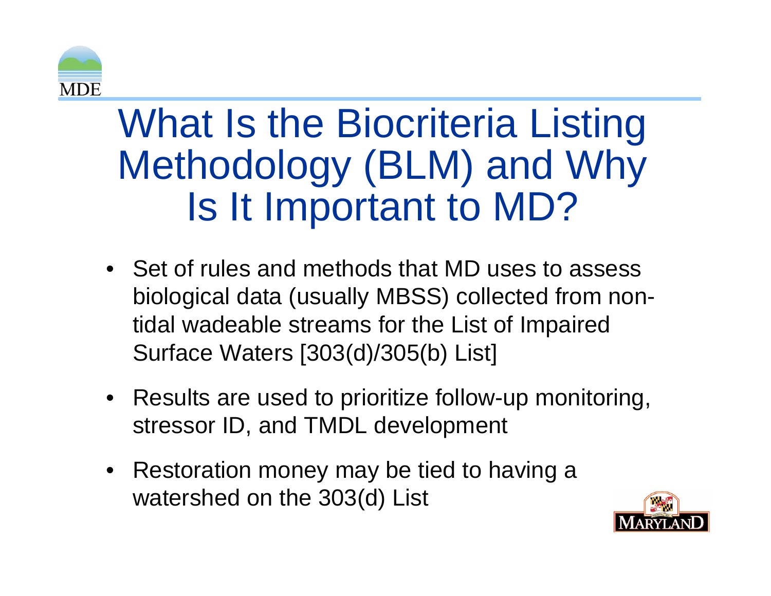# What Is the Biocriteria Listing Methodology (BLM) and Why Is It Important to MD?

- Set of rules and methods that MD uses to assess biological data (usually MBSS) collected from non-tidal wadeable streams for the List of Impaired Surface Waters [303(d)/305(b) List]
- Results are used to prioritize follow-up monitoring, stressor ID, and TMDL development
- Restoration money may be tied to having a watershed on the 303(d) List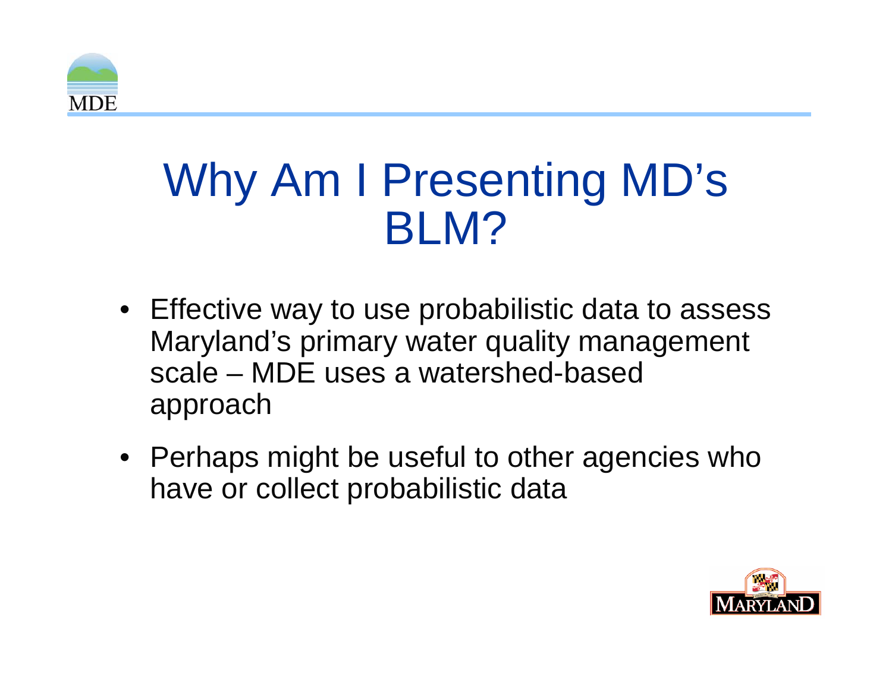# Why Am I Presenting MD's BLM?

- Effective way to use probabilistic data to assess Maryland's primary water quality management scale – MDE uses a watershed-based approach
- Perhaps might be useful to other agencies who have or collect probabilistic data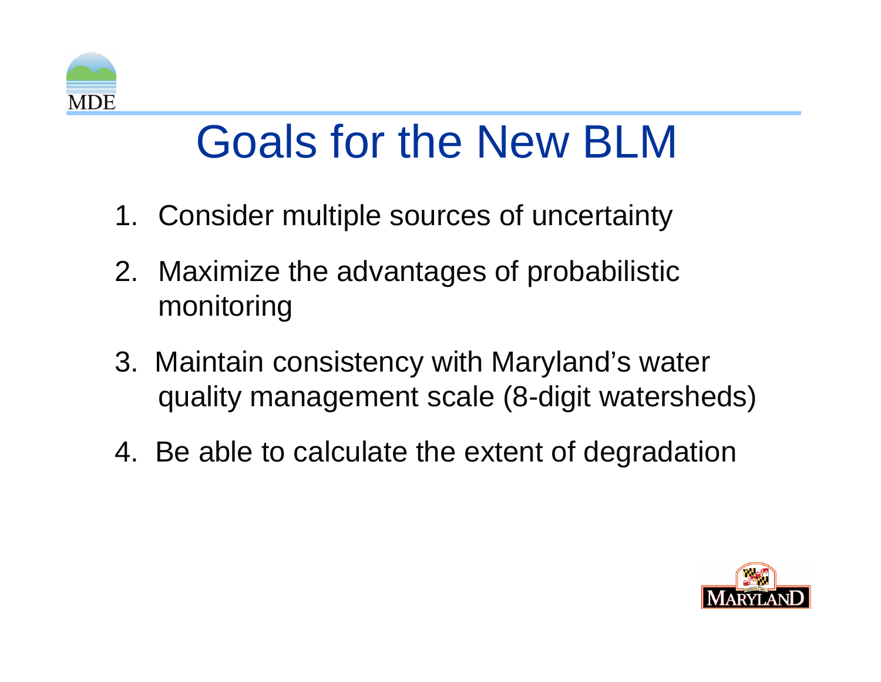# Goals for the New BLM

1. Consider multiple sources of uncertainty
2. Maximize the advantages of probabilistic monitoring
3. Maintain consistency with Maryland's water quality management scale (8-digit watersheds)
4. Be able to calculate the extent of degradation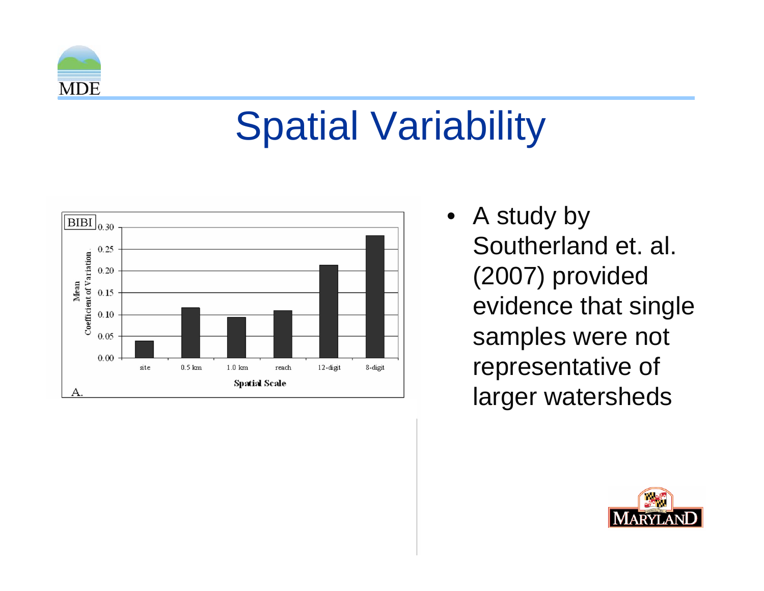# Spatial Variability

| Spatial Scale | Mean Coefficient of Variation (BIBI) |
|---|---|
| site | 0.04 |
| 0.5 km | 0.115 |
| 1.0 km | 0.093 |
| reach | 0.108 |
| 12-digit | 0.213 |
| 8-digit | 0.28 |

A.

- A study by Southerland et. al. (2007) provided evidence that single samples were not representative of larger watersheds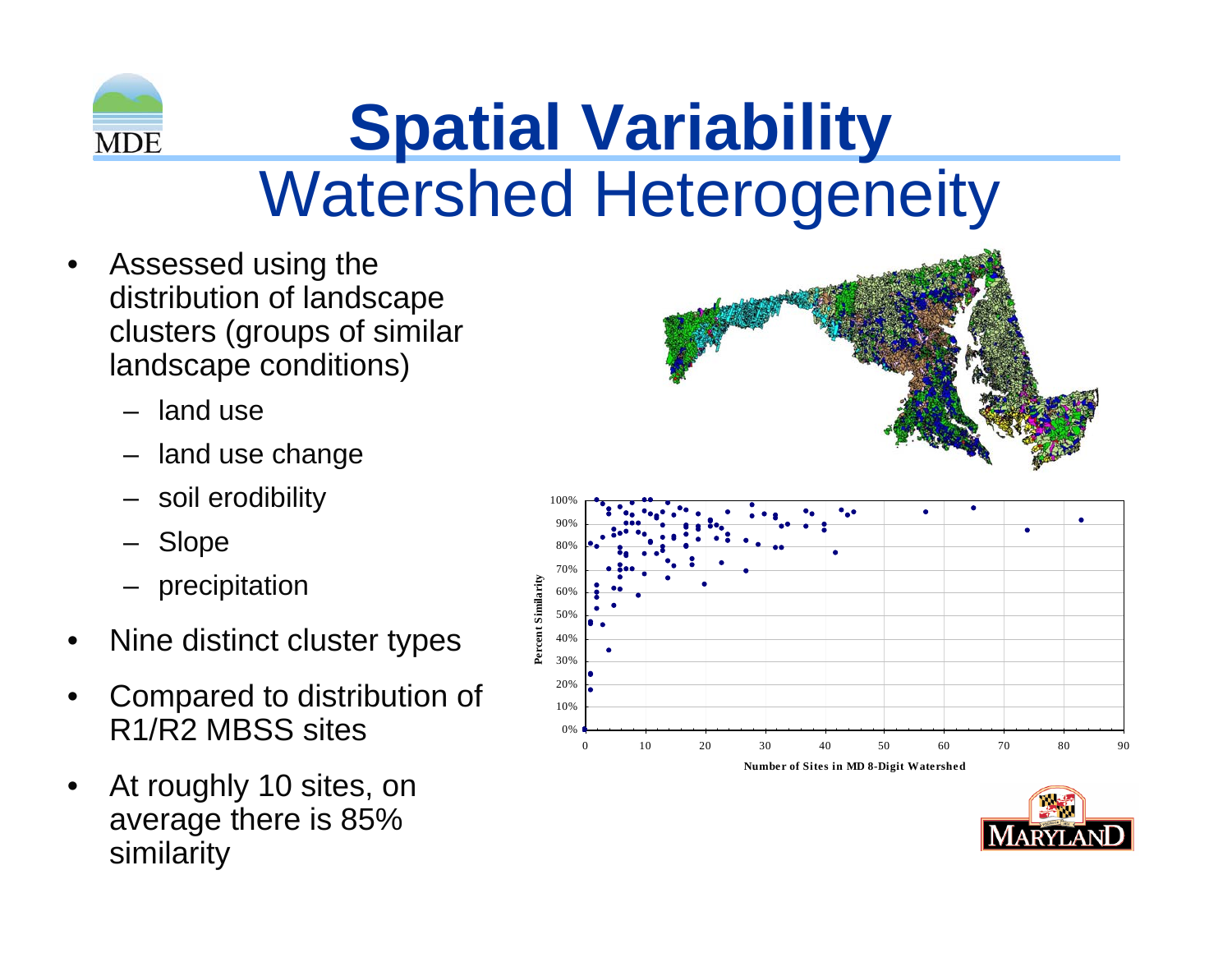# Spatial Variability

## Watershed Heterogeneity

- Assessed using the distribution of landscape clusters (groups of similar landscape conditions)
  - land use
  - land use change
  - soil erodibility
  - Slope
  - precipitation
- Nine distinct cluster types
- Compared to distribution of R1/R2 MBSS sites
- At roughly 10 sites, on average there is 85% similarity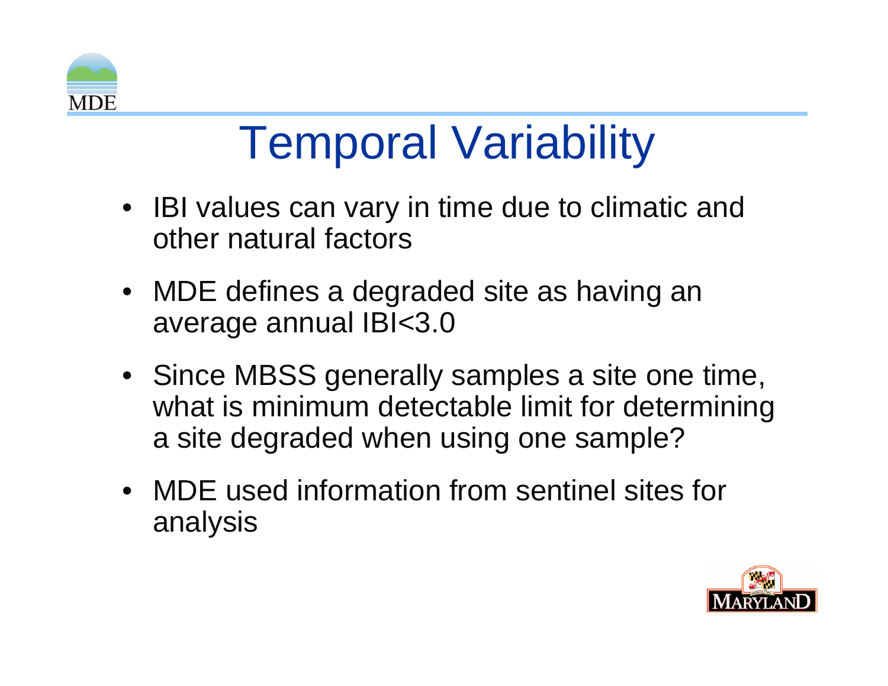# Temporal Variability

- IBI values can vary in time due to climatic and other natural factors
- MDE defines a degraded site as having an average annual IBI<3.0
- Since MBSS generally samples a site one time, what is minimum detectable limit for determining a site degraded when using one sample?
- MDE used information from sentinel sites for analysis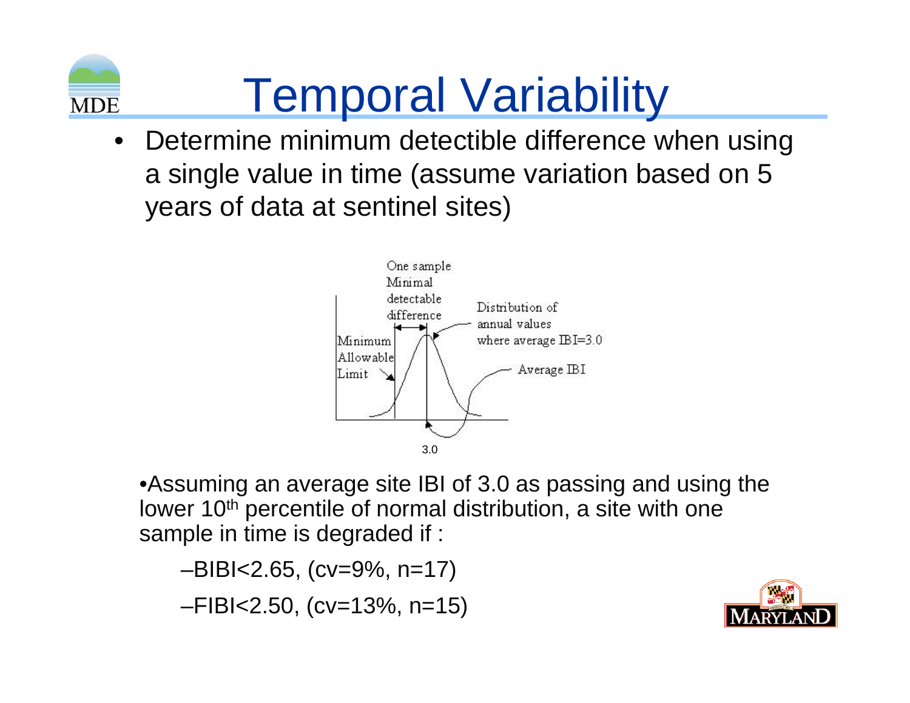# Temporal Variability

- Determine minimum detectible difference when using a single value in time (assume variation based on 5 years of data at sentinel sites)

One sample Minimal detectable difference

Minimum Allowable Limit

Distribution of annual values where average IBI=3.0

Average IBI

3.0

- Assuming an average site IBI of 3.0 as passing and using the lower 10th percentile of normal distribution, a site with one sample in time is degraded if :
  - BIBI<2.65, (cv=9%, n=17)
  - FIBI<2.50, (cv=13%, n=15)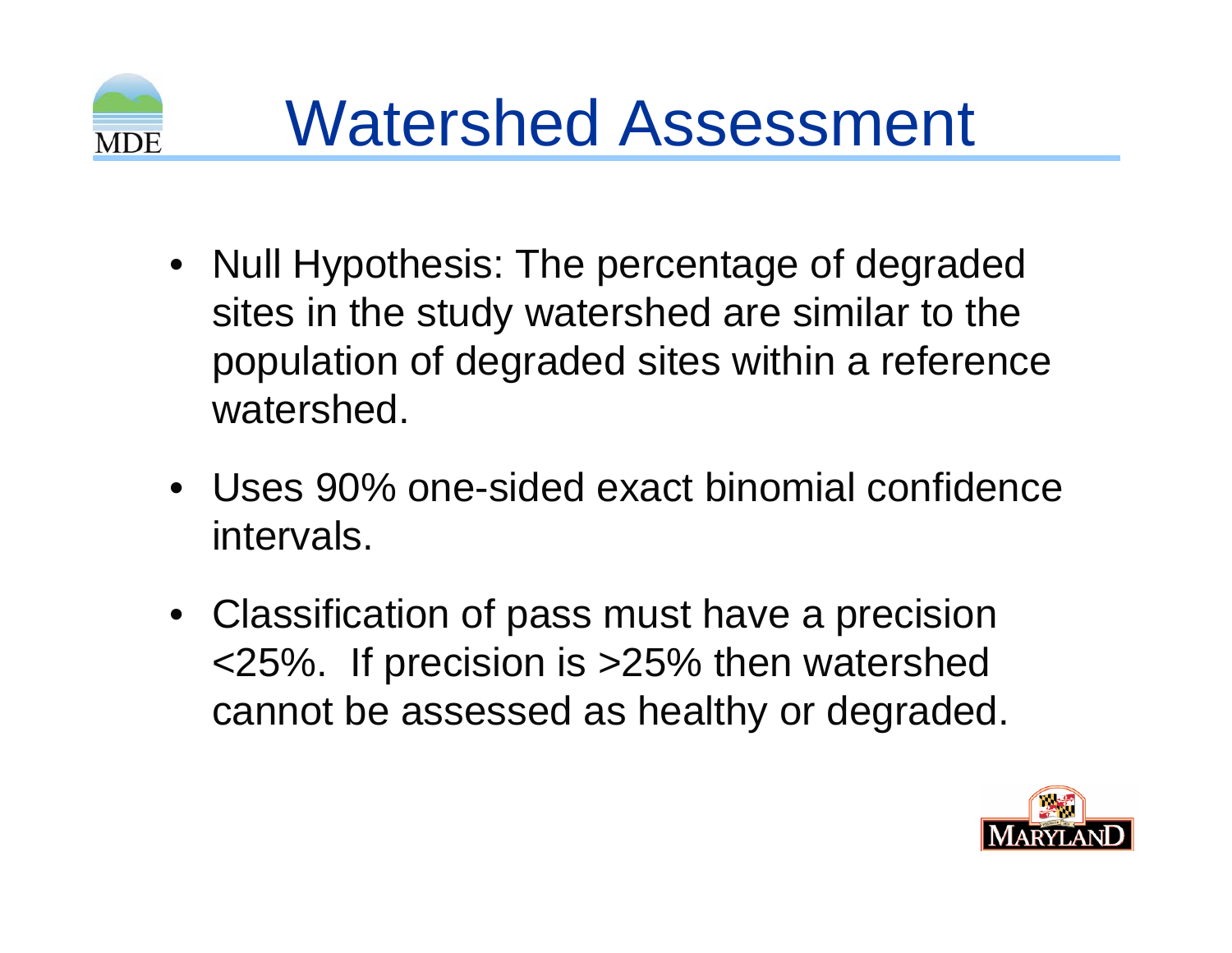# Watershed Assessment

- Null Hypothesis: The percentage of degraded sites in the study watershed are similar to the population of degraded sites within a reference watershed.
- Uses 90% one-sided exact binomial confidence intervals.
- Classification of pass must have a precision <25%. If precision is >25% then watershed cannot be assessed as healthy or degraded.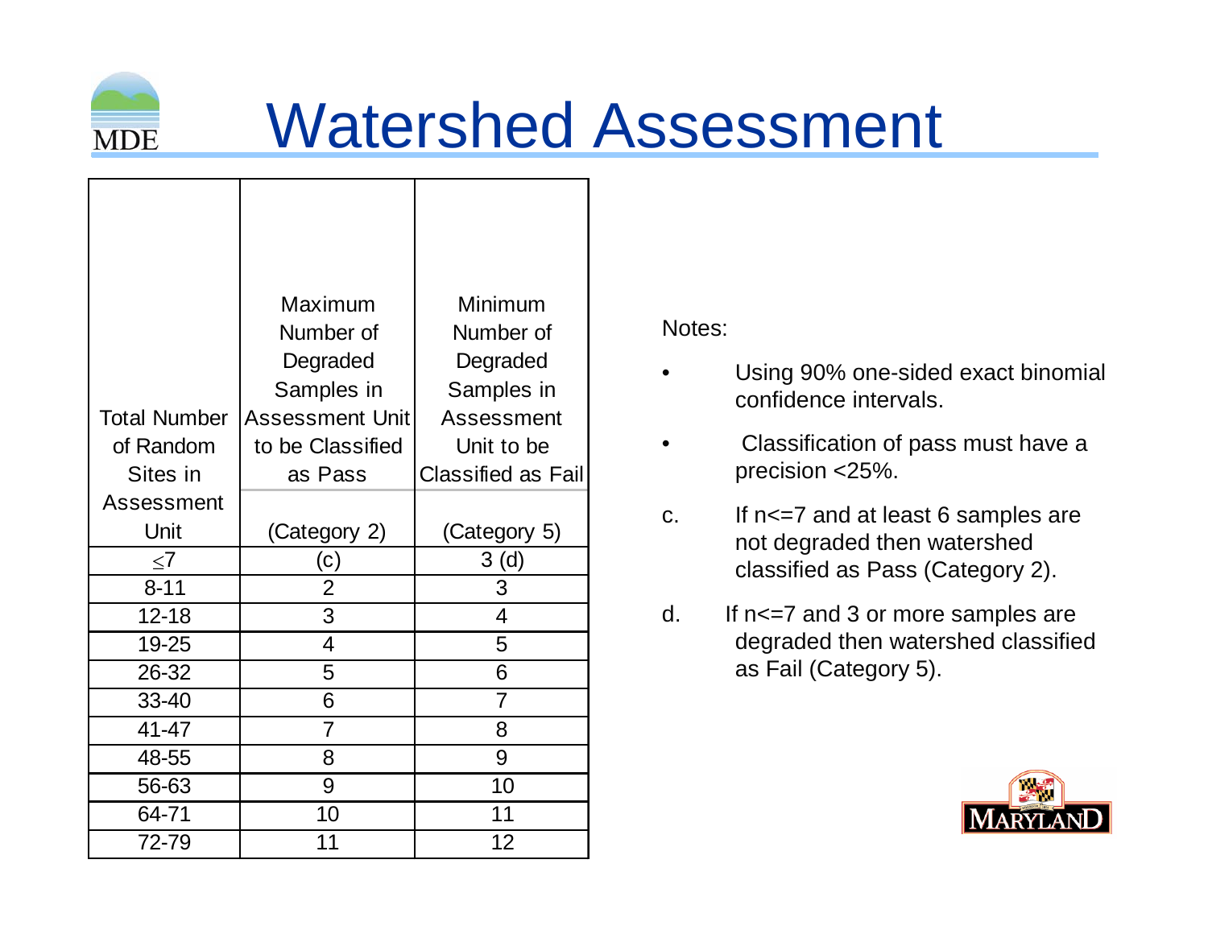# Watershed Assessment

| Total Number of Random Sites in Assessment Unit | Maximum Number of Degraded Samples in Assessment Unit to be Classified as Pass (Category 2) | Minimum Number of Degraded Samples in Assessment Unit to be Classified as Fail (Category 5) |
|---|---|---|
| ≤7 | (c) | 3 (d) |
| 8-11 | 2 | 3 |
| 12-18 | 3 | 4 |
| 19-25 | 4 | 5 |
| 26-32 | 5 | 6 |
| 33-40 | 6 | 7 |
| 41-47 | 7 | 8 |
| 48-55 | 8 | 9 |
| 56-63 | 9 | 10 |
| 64-71 | 10 | 11 |
| 72-79 | 11 | 12 |

Notes:

- Using 90% one-sided exact binomial confidence intervals.
- Classification of pass must have a precision <25%.

c. If n<=7 and at least 6 samples are not degraded then watershed classified as Pass (Category 2).

d. If n<=7 and 3 or more samples are degraded then watershed classified as Fail (Category 5).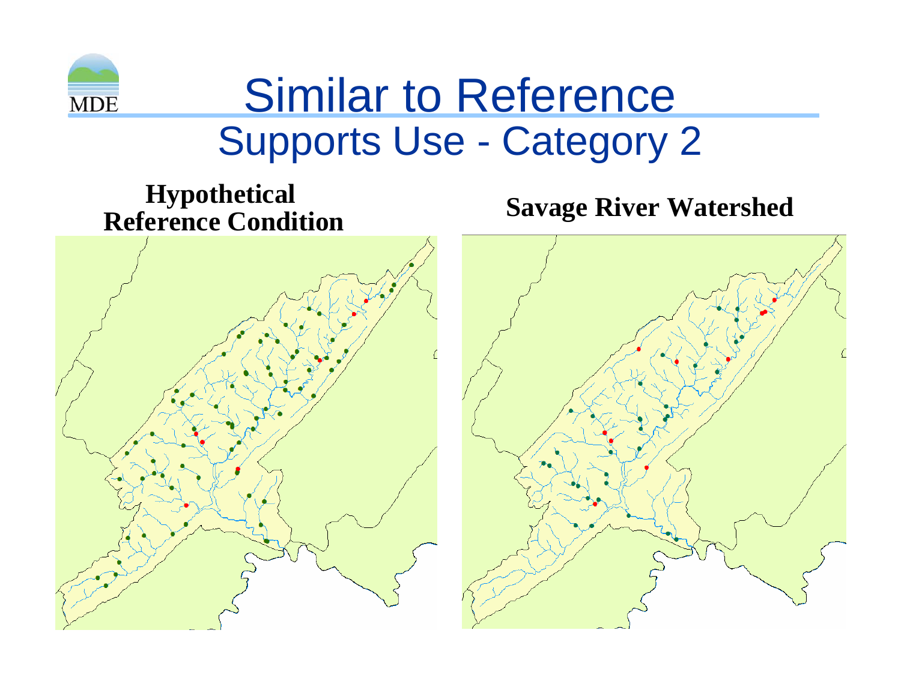# Similar to Reference

## Supports Use - Category 2

**Hypothetical Reference Condition**

**Savage River Watershed**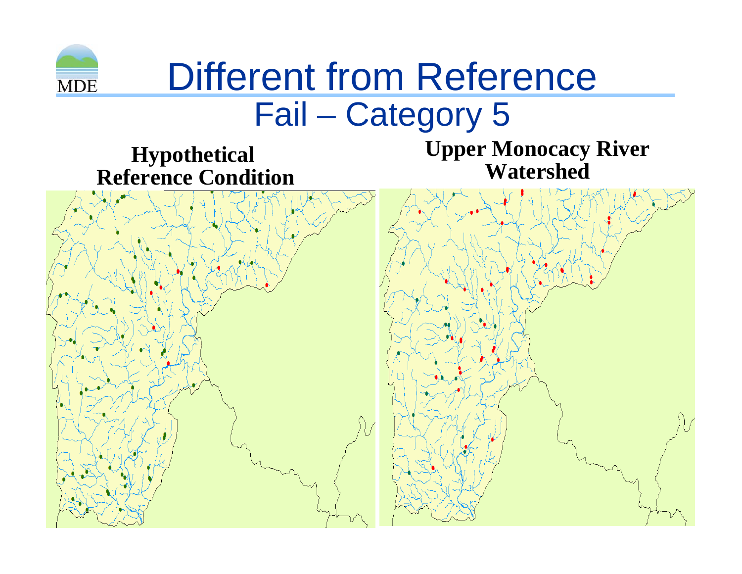# Different from Reference

## Fail – Category 5

**Hypothetical Reference Condition**

**Upper Monocacy River Watershed**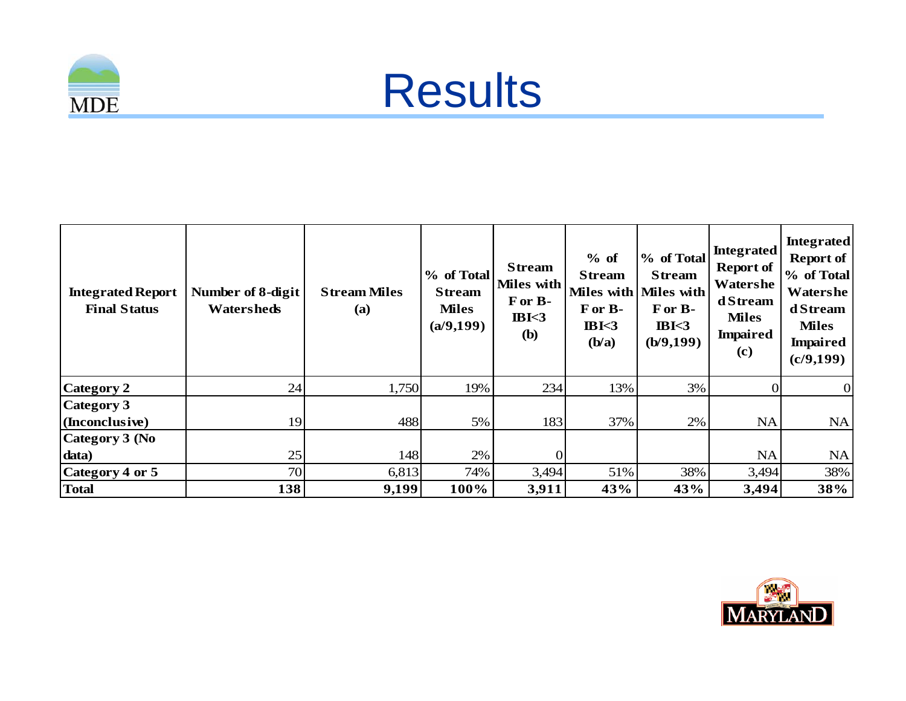# Results

| Integrated Report Final Status | Number of 8-digit Watersheds | Stream Miles (a) | % of Total Stream Miles (a/9,199) | Stream Miles with F or B-IBI<3 (b) | % of Stream Miles with F or B-IBI<3 (b/a) | % of Total Stream Miles with F or B-IBI<3 (b/9,199) | Integrated Report of Watershed Stream Miles Impaired (c) | Integrated Report of % of Total Watershed Stream Miles Impaired (c/9,199) |
|---|---|---|---|---|---|---|---|---|
| **Category 2** | 24 | 1,750 | 19% | 234 | 13% | 3% | 0 | 0 |
| **Category 3 (Inconclusive)** | 19 | 488 | 5% | 183 | 37% | 2% | NA | NA |
| **Category 3 (No data)** | 25 | 148 | 2% | 0 | | | NA | NA |
| **Category 4 or 5** | 70 | 6,813 | 74% | 3,494 | 51% | 38% | 3,494 | 38% |
| **Total** | **138** | **9,199** | **100%** | **3,911** | **43%** | **43%** | **3,494** | **38%** |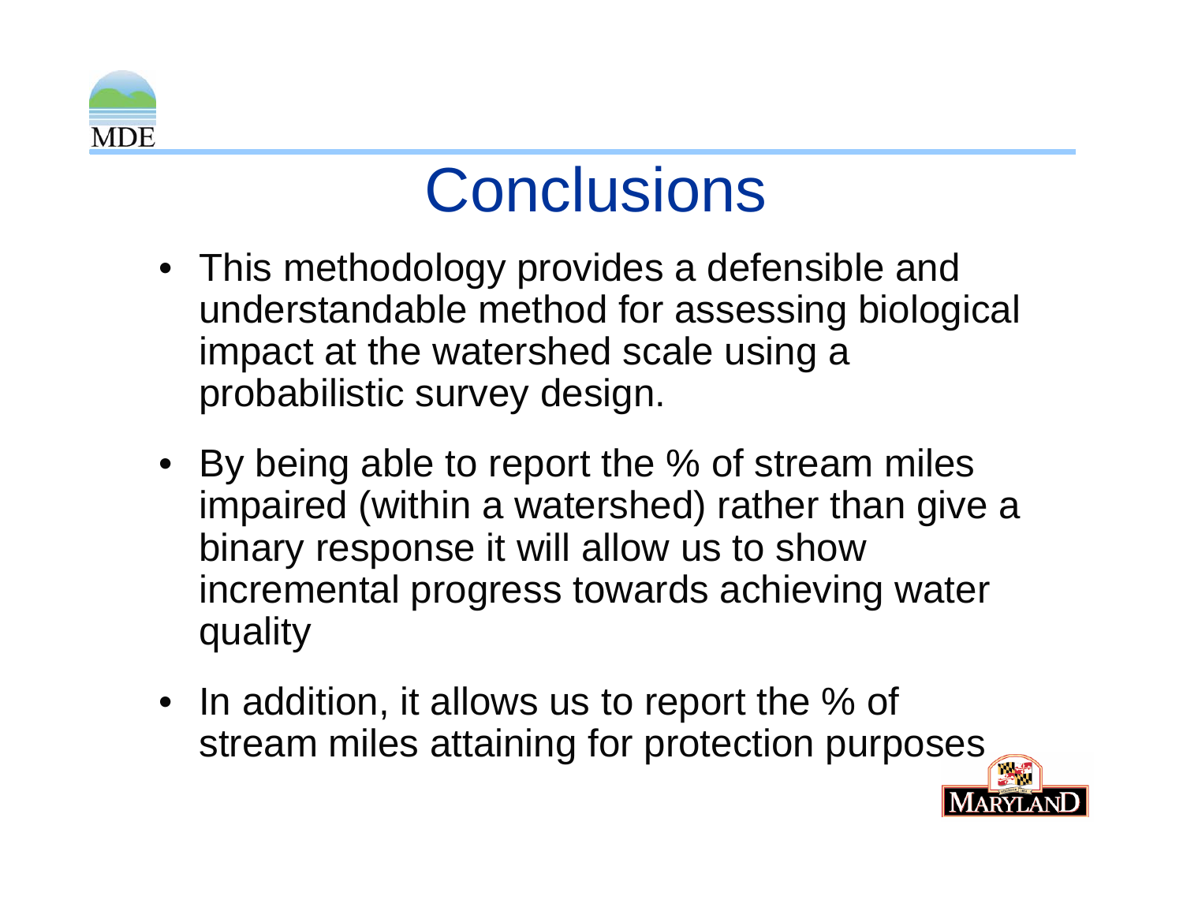# Conclusions

- This methodology provides a defensible and understandable method for assessing biological impact at the watershed scale using a probabilistic survey design.
- By being able to report the % of stream miles impaired (within a watershed) rather than give a binary response it will allow us to show incremental progress towards achieving water quality
- In addition, it allows us to report the % of stream miles attaining for protection purposes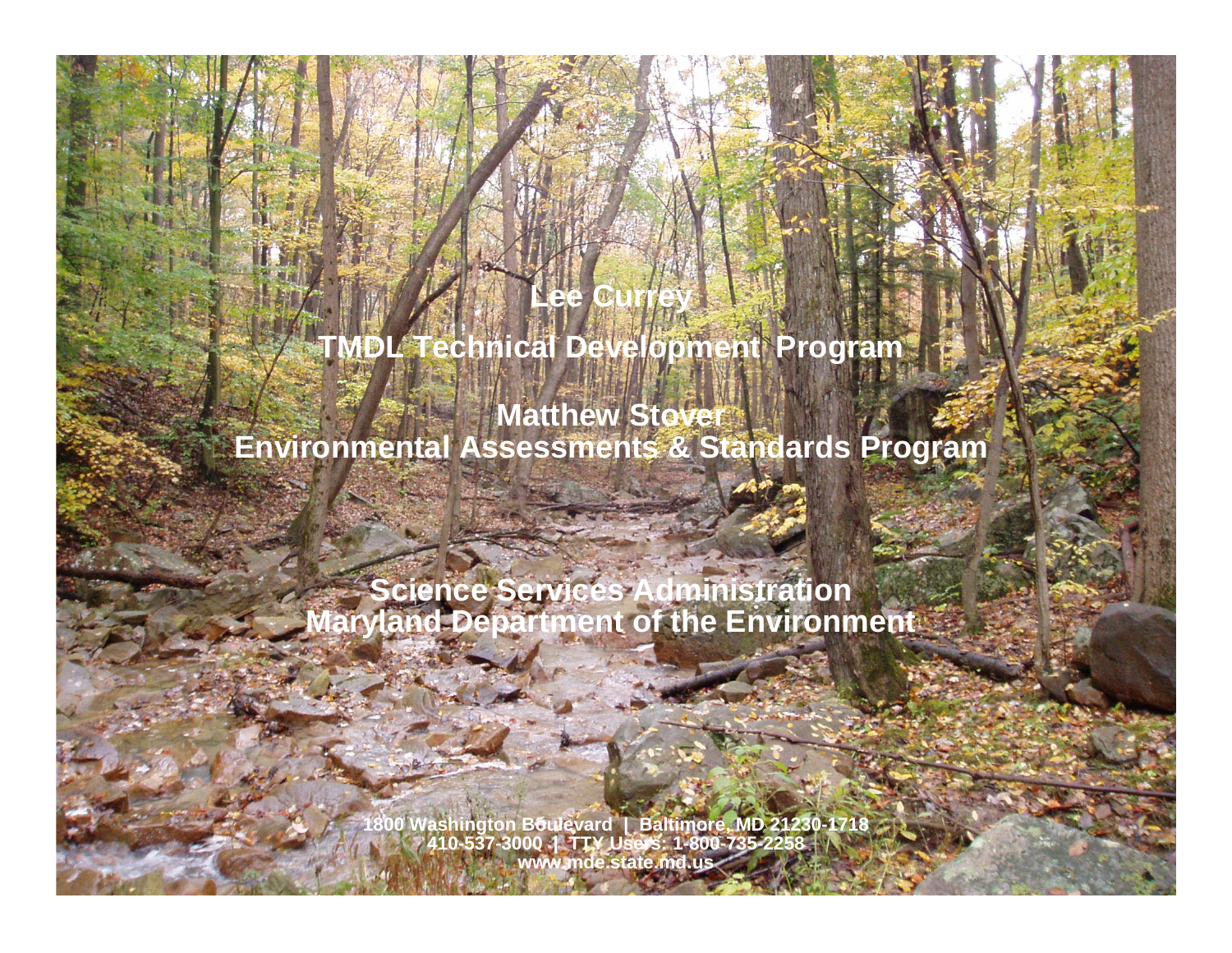**Lee Currey**

**TMDL Technical Development Program**

**Matthew Stover**

**Environmental Assessments & Standards Program**

**Science Services Administration**

**Maryland Department of the Environment**

**1800 Washington Boulevard | Baltimore, MD 21230-1718**

**410-537-3000 | TTY Users: 1-800-735-2258**

**www.mde.state.md.us**